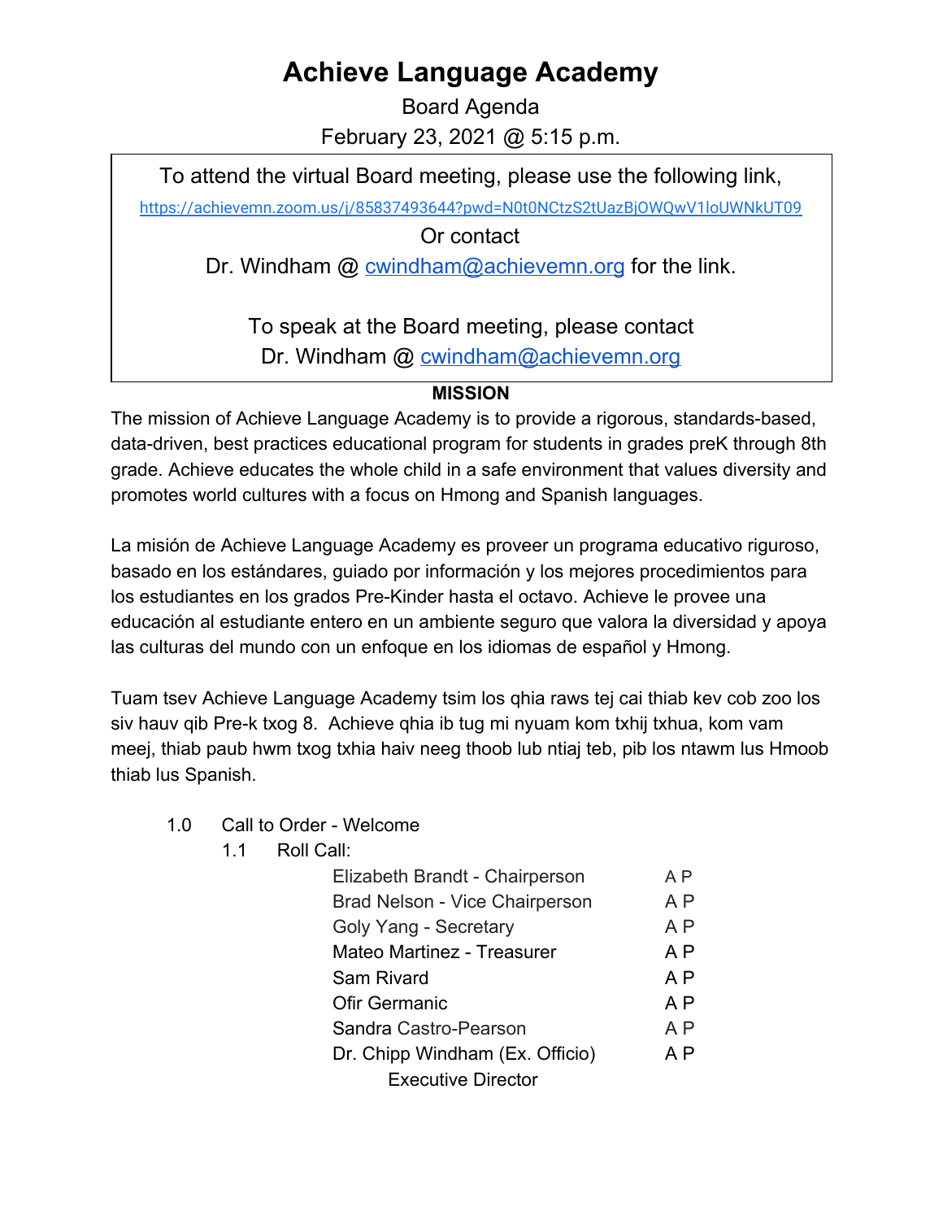# Achieve Language Academy

Board Agenda

February 23, 2021 @ 5:15 p.m.

> To attend the virtual Board meeting, please use the following link,
>
> https://achievemn.zoom.us/j/85837493644?pwd=N0t0NCtzS2tUazBjOWQwV1loUWNkUT09
>
> Or contact
>
> Dr. Windham @ cwindham@achievemn.org for the link.
>
> To speak at the Board meeting, please contact
>
> Dr. Windham @ cwindham@achievemn.org

**MISSION**

The mission of Achieve Language Academy is to provide a rigorous, standards-based, data-driven, best practices educational program for students in grades preK through 8th grade. Achieve educates the whole child in a safe environment that values diversity and promotes world cultures with a focus on Hmong and Spanish languages.

La misión de Achieve Language Academy es proveer un programa educativo riguroso, basado en los estándares, guiado por información y los mejores procedimientos para los estudiantes en los grados Pre-Kinder hasta el octavo. Achieve le provee una educación al estudiante entero en un ambiente seguro que valora la diversidad y apoya las culturas del mundo con un enfoque en los idiomas de español y Hmong.

Tuam tsev Achieve Language Academy tsim los qhia raws tej cai thiab kev cob zoo los siv hauv qib Pre-k txog 8. Achieve qhia ib tug mi nyuam kom txhij txhua, kom vam meej, thiab paub hwm txog txhia haiv neeg thoob lub ntiaj teb, pib los ntawm lus Hmoob thiab lus Spanish.

1.0 Call to Order - Welcome

1.1 Roll Call:

| | |
|---|---|
| Elizabeth Brandt - Chairperson | A P |
| Brad Nelson - Vice Chairperson | A P |
| Goly Yang - Secretary | A P |
| Mateo Martinez - Treasurer | A P |
| Sam Rivard | A P |
| Ofir Germanic | A P |
| Sandra Castro-Pearson | A P |
| Dr. Chipp Windham (Ex. Officio) Executive Director | A P |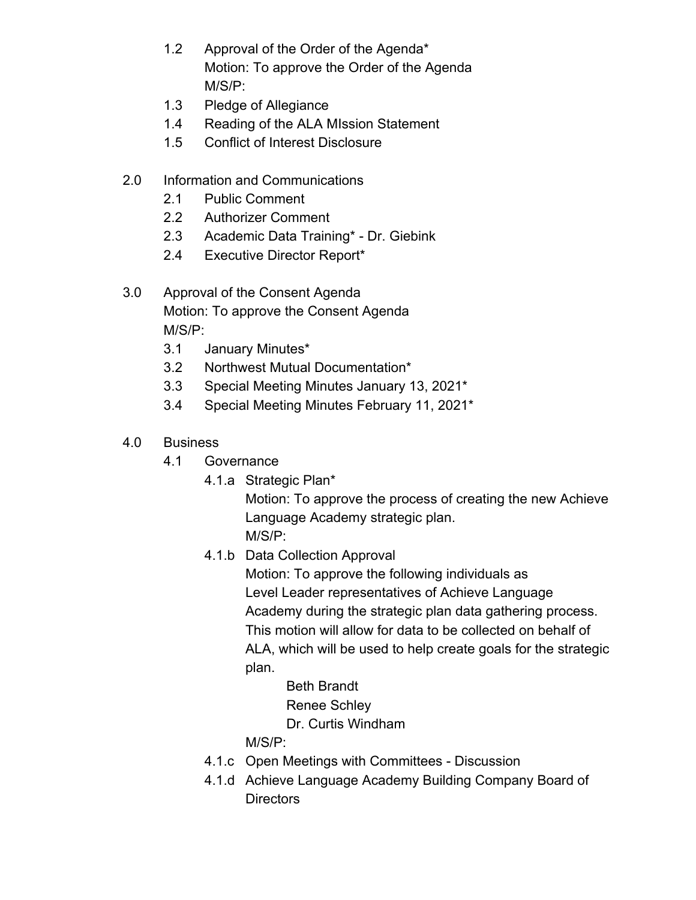1.2 Approval of the Order of the Agenda*
Motion: To approve the Order of the Agenda
M/S/P:

1.3 Pledge of Allegiance

1.4 Reading of the ALA MIssion Statement

1.5 Conflict of Interest Disclosure

2.0 Information and Communications

2.1 Public Comment

2.2 Authorizer Comment

2.3 Academic Data Training* - Dr. Giebink

2.4 Executive Director Report*

3.0 Approval of the Consent Agenda
Motion: To approve the Consent Agenda
M/S/P:

3.1 January Minutes*

3.2 Northwest Mutual Documentation*

3.3 Special Meeting Minutes January 13, 2021*

3.4 Special Meeting Minutes February 11, 2021*

4.0 Business

4.1 Governance

4.1.a Strategic Plan*
Motion: To approve the process of creating the new Achieve Language Academy strategic plan.
M/S/P:

4.1.b Data Collection Approval
Motion: To approve the following individuals as Level Leader representatives of Achieve Language Academy during the strategic plan data gathering process. This motion will allow for data to be collected on behalf of ALA, which will be used to help create goals for the strategic plan.

Beth Brandt
Renee Schley
Dr. Curtis Windham

M/S/P:

4.1.c Open Meetings with Committees - Discussion

4.1.d Achieve Language Academy Building Company Board of Directors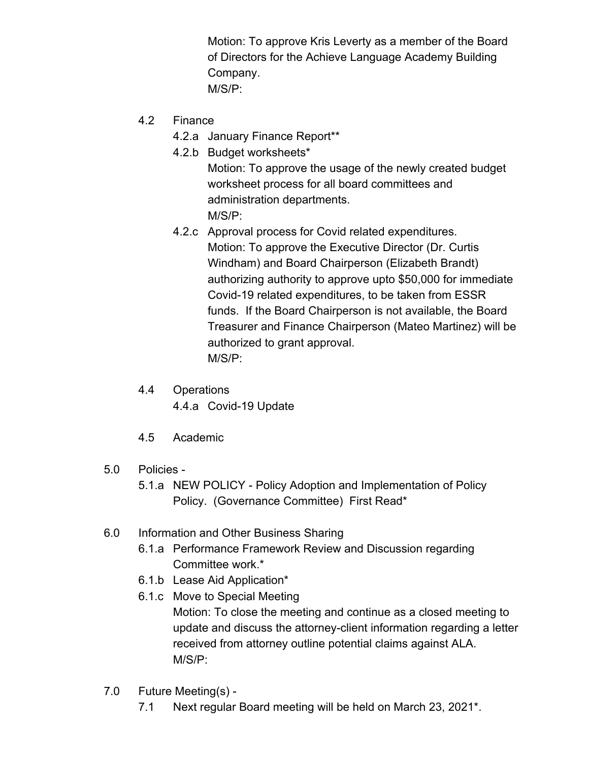Motion: To approve Kris Leverty as a member of the Board of Directors for the Achieve Language Academy Building Company.
M/S/P:

4.2 Finance

4.2.a January Finance Report**

4.2.b Budget worksheets*
Motion: To approve the usage of the newly created budget worksheet process for all board committees and administration departments.
M/S/P:

4.2.c Approval process for Covid related expenditures.
Motion: To approve the Executive Director (Dr. Curtis Windham) and Board Chairperson (Elizabeth Brandt) authorizing authority to approve upto $50,000 for immediate Covid-19 related expenditures, to be taken from ESSR funds. If the Board Chairperson is not available, the Board Treasurer and Finance Chairperson (Mateo Martinez) will be authorized to grant approval.
M/S/P:

4.4 Operations

4.4.a Covid-19 Update

4.5 Academic

5.0 Policies -

5.1.a NEW POLICY - Policy Adoption and Implementation of Policy Policy. (Governance Committee) First Read*

6.0 Information and Other Business Sharing

6.1.a Performance Framework Review and Discussion regarding Committee work.*

6.1.b Lease Aid Application*

6.1.c Move to Special Meeting
Motion: To close the meeting and continue as a closed meeting to update and discuss the attorney-client information regarding a letter received from attorney outline potential claims against ALA.
M/S/P:

7.0 Future Meeting(s) -

7.1 Next regular Board meeting will be held on March 23, 2021*.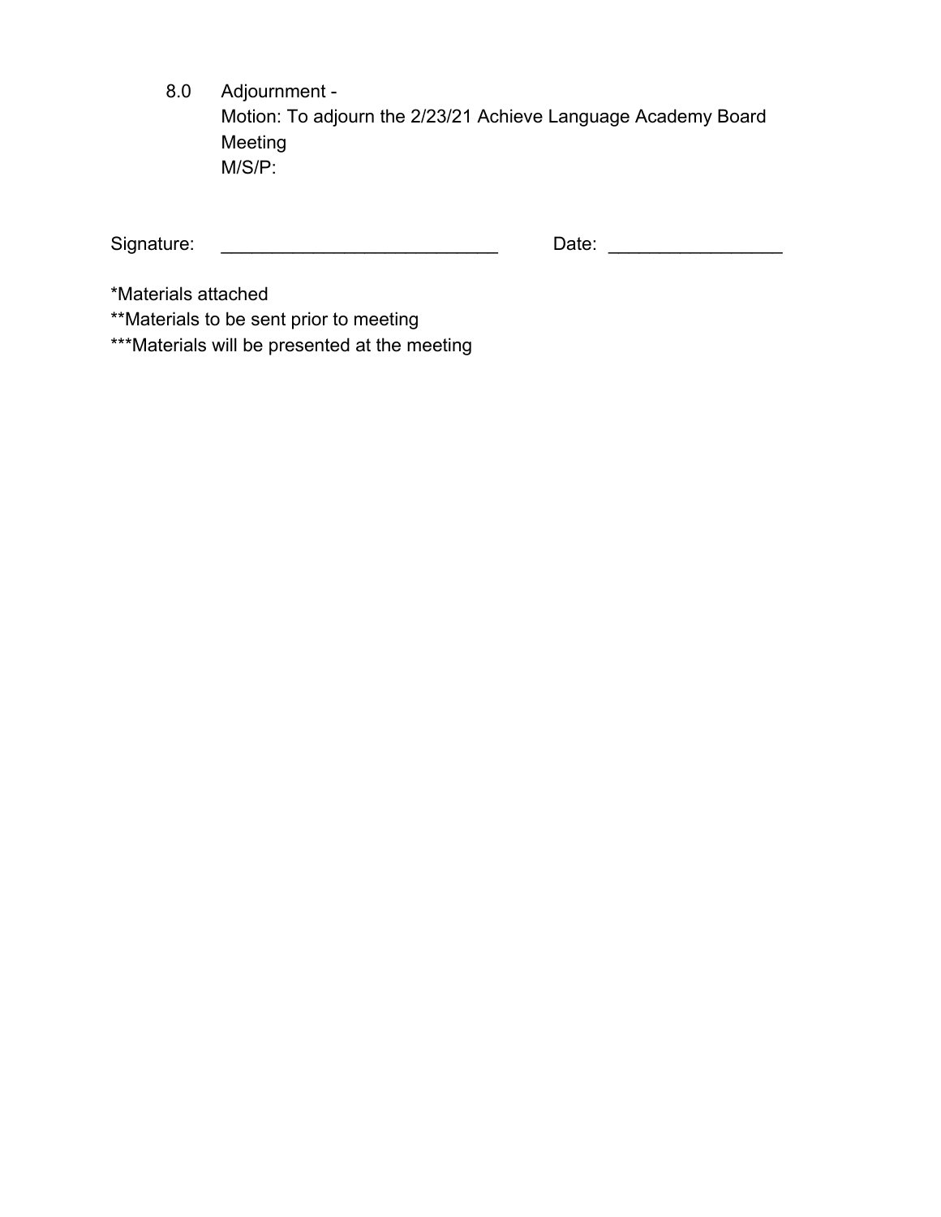8.0 Adjournment -
Motion: To adjourn the 2/23/21 Achieve Language Academy Board Meeting
M/S/P:

Signature: ___________________________ Date: _________________

*Materials attached
**Materials to be sent prior to meeting
***Materials will be presented at the meeting